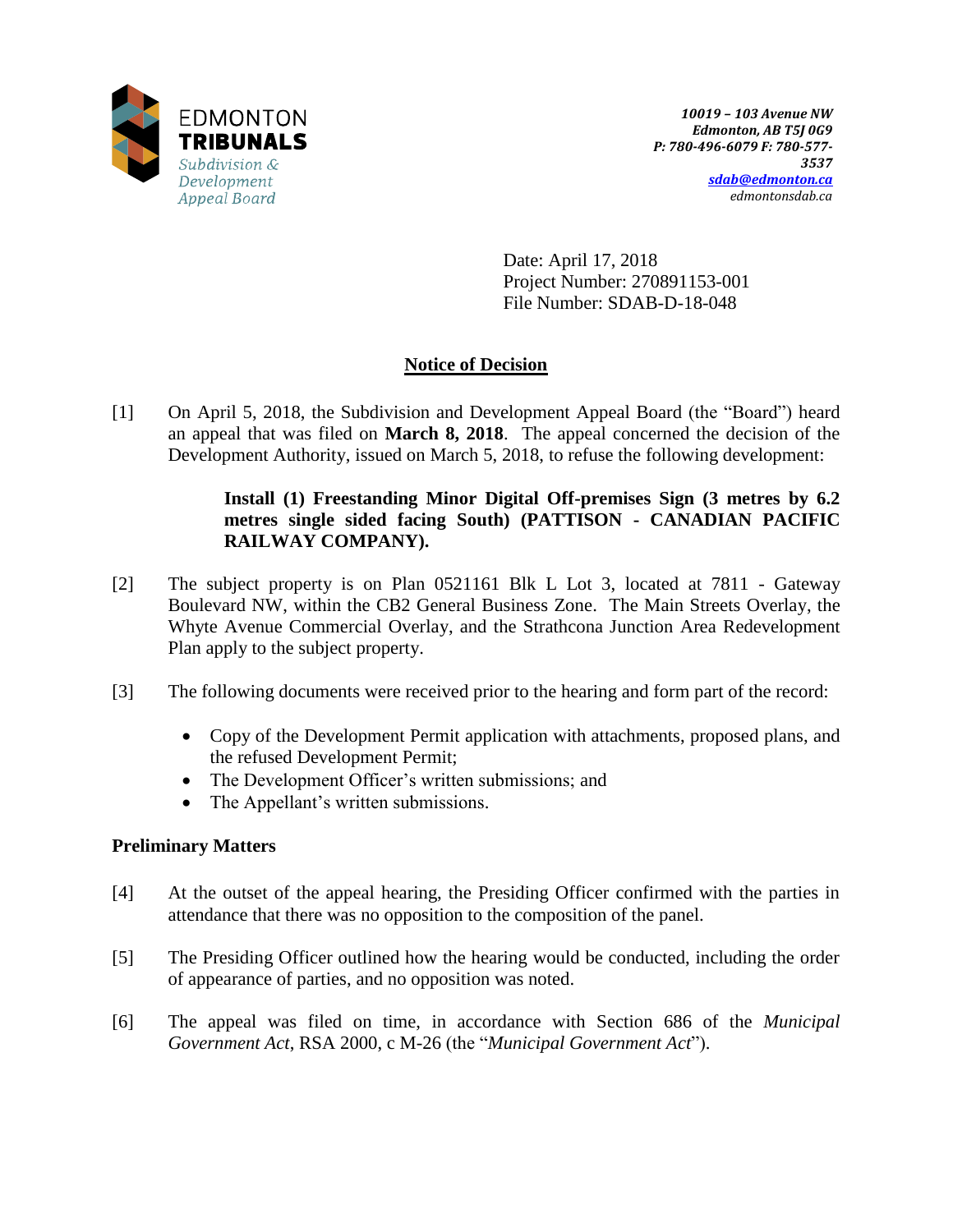EDMONTON
**TRIBUNALS**
*Subdivision & Development Appeal Board*

*10019 – 103 Avenue NW*
*Edmonton, AB T5J 0G9*
*P: 780-496-6079 F: 780-577-3537*
*sdab@edmonton.ca*
*edmontonsdab.ca*

Date: April 17, 2018
Project Number: 270891153-001
File Number: SDAB-D-18-048

## Notice of Decision

[1] On April 5, 2018, the Subdivision and Development Appeal Board (the "Board") heard an appeal that was filed on **March 8, 2018**. The appeal concerned the decision of the Development Authority, issued on March 5, 2018, to refuse the following development:

> **Install (1) Freestanding Minor Digital Off-premises Sign (3 metres by 6.2 metres single sided facing South) (PATTISON - CANADIAN PACIFIC RAILWAY COMPANY).**

[2] The subject property is on Plan 0521161 Blk L Lot 3, located at 7811 - Gateway Boulevard NW, within the CB2 General Business Zone. The Main Streets Overlay, the Whyte Avenue Commercial Overlay, and the Strathcona Junction Area Redevelopment Plan apply to the subject property.

[3] The following documents were received prior to the hearing and form part of the record:

- Copy of the Development Permit application with attachments, proposed plans, and the refused Development Permit;
- The Development Officer's written submissions; and
- The Appellant's written submissions.

### Preliminary Matters

[4] At the outset of the appeal hearing, the Presiding Officer confirmed with the parties in attendance that there was no opposition to the composition of the panel.

[5] The Presiding Officer outlined how the hearing would be conducted, including the order of appearance of parties, and no opposition was noted.

[6] The appeal was filed on time, in accordance with Section 686 of the *Municipal Government Act*, RSA 2000, c M-26 (the "*Municipal Government Act*").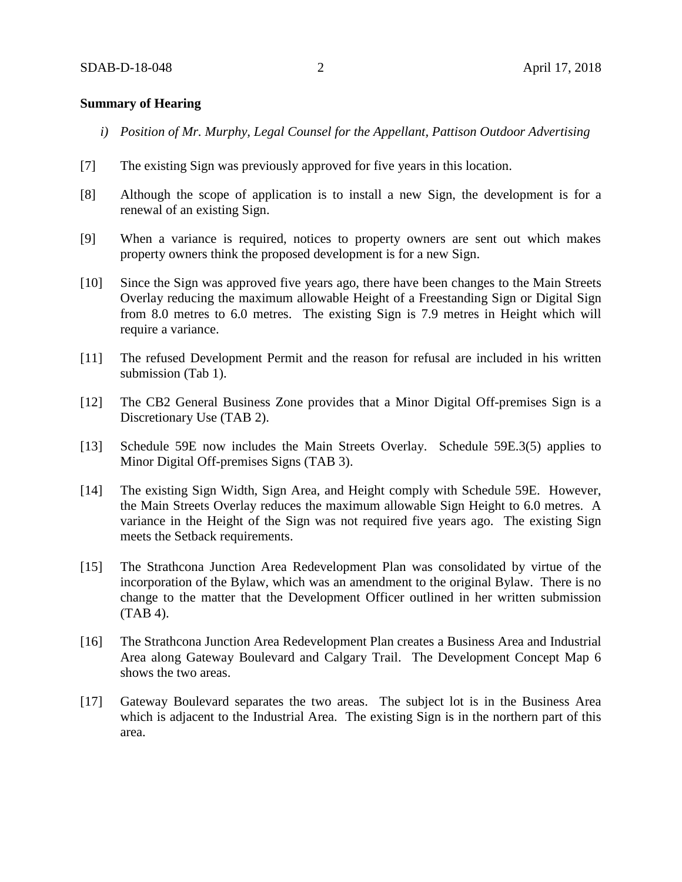**Summary of Hearing**

*i) Position of Mr. Murphy, Legal Counsel for the Appellant, Pattison Outdoor Advertising*

[7] The existing Sign was previously approved for five years in this location.

[8] Although the scope of application is to install a new Sign, the development is for a renewal of an existing Sign.

[9] When a variance is required, notices to property owners are sent out which makes property owners think the proposed development is for a new Sign.

[10] Since the Sign was approved five years ago, there have been changes to the Main Streets Overlay reducing the maximum allowable Height of a Freestanding Sign or Digital Sign from 8.0 metres to 6.0 metres. The existing Sign is 7.9 metres in Height which will require a variance.

[11] The refused Development Permit and the reason for refusal are included in his written submission (Tab 1).

[12] The CB2 General Business Zone provides that a Minor Digital Off-premises Sign is a Discretionary Use (TAB 2).

[13] Schedule 59E now includes the Main Streets Overlay. Schedule 59E.3(5) applies to Minor Digital Off-premises Signs (TAB 3).

[14] The existing Sign Width, Sign Area, and Height comply with Schedule 59E. However, the Main Streets Overlay reduces the maximum allowable Sign Height to 6.0 metres. A variance in the Height of the Sign was not required five years ago. The existing Sign meets the Setback requirements.

[15] The Strathcona Junction Area Redevelopment Plan was consolidated by virtue of the incorporation of the Bylaw, which was an amendment to the original Bylaw. There is no change to the matter that the Development Officer outlined in her written submission (TAB 4).

[16] The Strathcona Junction Area Redevelopment Plan creates a Business Area and Industrial Area along Gateway Boulevard and Calgary Trail. The Development Concept Map 6 shows the two areas.

[17] Gateway Boulevard separates the two areas. The subject lot is in the Business Area which is adjacent to the Industrial Area. The existing Sign is in the northern part of this area.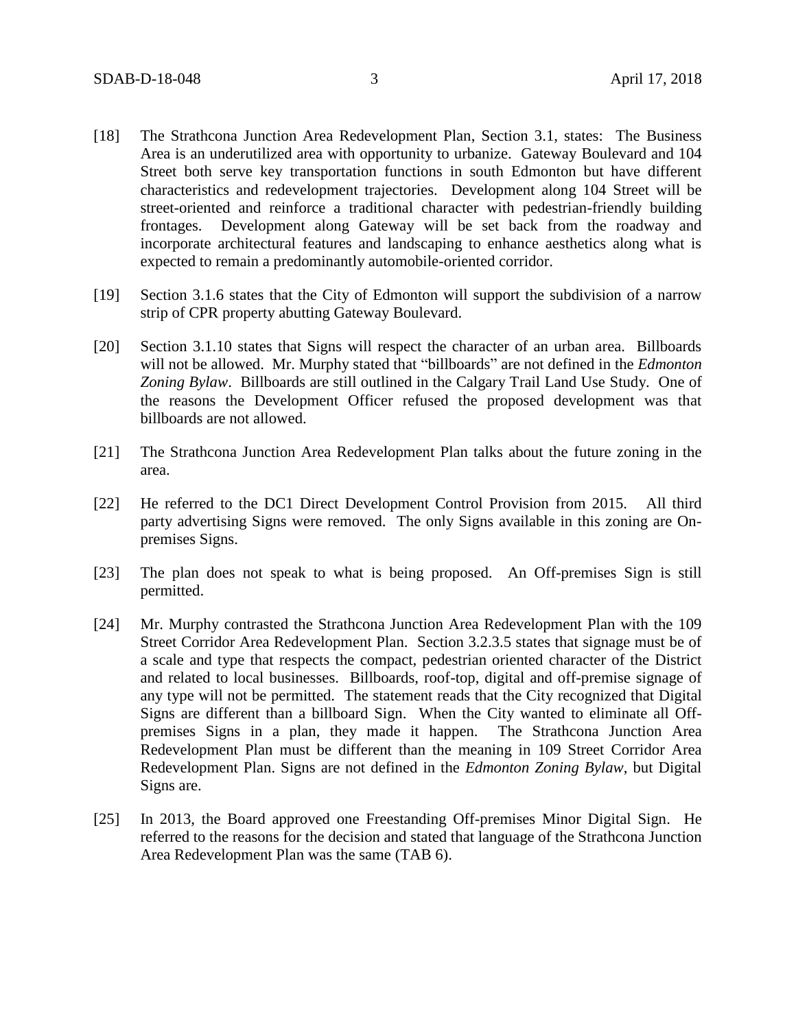[18] The Strathcona Junction Area Redevelopment Plan, Section 3.1, states: The Business Area is an underutilized area with opportunity to urbanize. Gateway Boulevard and 104 Street both serve key transportation functions in south Edmonton but have different characteristics and redevelopment trajectories. Development along 104 Street will be street-oriented and reinforce a traditional character with pedestrian-friendly building frontages. Development along Gateway will be set back from the roadway and incorporate architectural features and landscaping to enhance aesthetics along what is expected to remain a predominantly automobile-oriented corridor.

[19] Section 3.1.6 states that the City of Edmonton will support the subdivision of a narrow strip of CPR property abutting Gateway Boulevard.

[20] Section 3.1.10 states that Signs will respect the character of an urban area. Billboards will not be allowed. Mr. Murphy stated that "billboards" are not defined in the *Edmonton Zoning Bylaw*. Billboards are still outlined in the Calgary Trail Land Use Study. One of the reasons the Development Officer refused the proposed development was that billboards are not allowed.

[21] The Strathcona Junction Area Redevelopment Plan talks about the future zoning in the area.

[22] He referred to the DC1 Direct Development Control Provision from 2015. All third party advertising Signs were removed. The only Signs available in this zoning are On-premises Signs.

[23] The plan does not speak to what is being proposed. An Off-premises Sign is still permitted.

[24] Mr. Murphy contrasted the Strathcona Junction Area Redevelopment Plan with the 109 Street Corridor Area Redevelopment Plan. Section 3.2.3.5 states that signage must be of a scale and type that respects the compact, pedestrian oriented character of the District and related to local businesses. Billboards, roof-top, digital and off-premise signage of any type will not be permitted. The statement reads that the City recognized that Digital Signs are different than a billboard Sign. When the City wanted to eliminate all Off-premises Signs in a plan, they made it happen. The Strathcona Junction Area Redevelopment Plan must be different than the meaning in 109 Street Corridor Area Redevelopment Plan. Signs are not defined in the *Edmonton Zoning Bylaw*, but Digital Signs are.

[25] In 2013, the Board approved one Freestanding Off-premises Minor Digital Sign. He referred to the reasons for the decision and stated that language of the Strathcona Junction Area Redevelopment Plan was the same (TAB 6).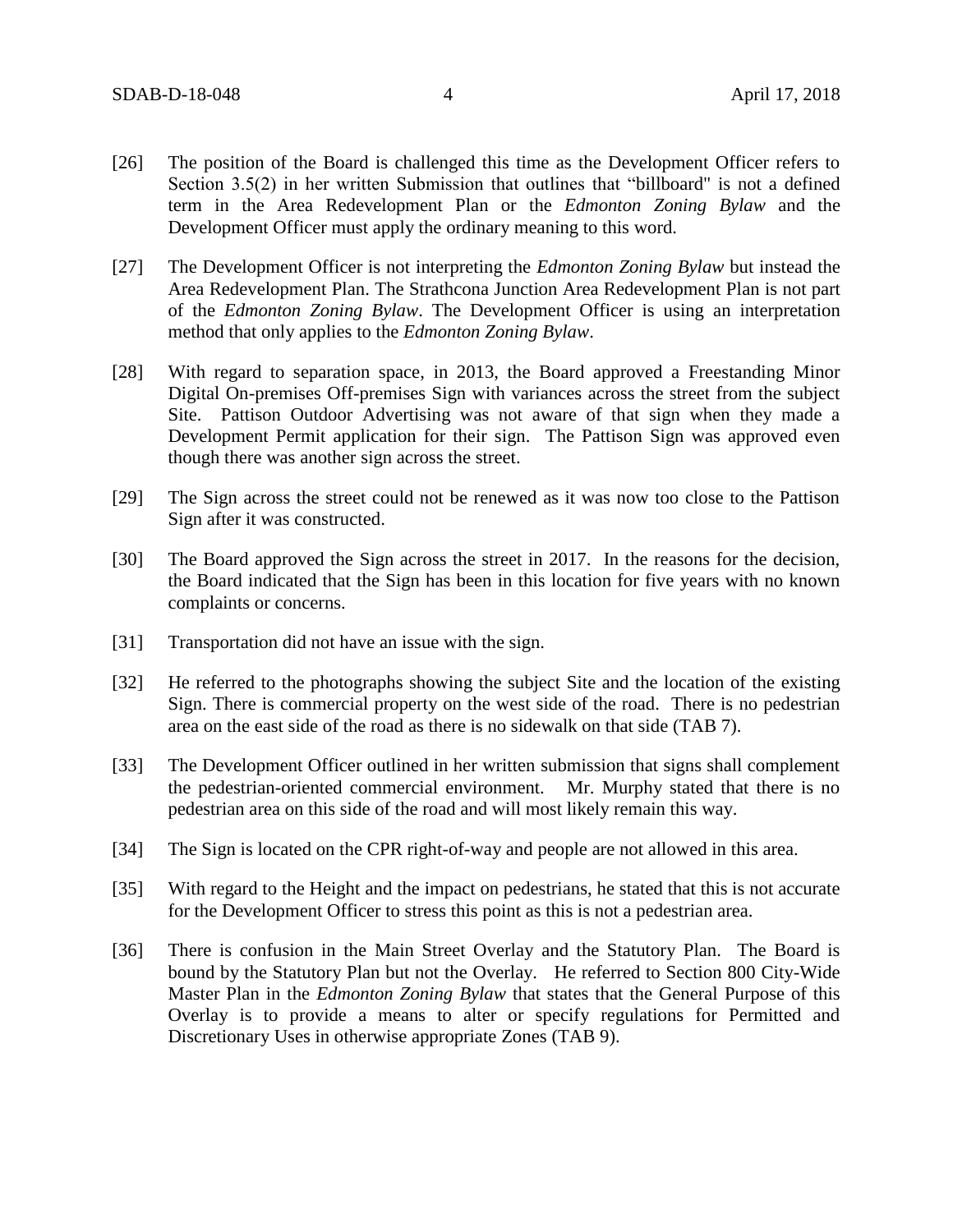[26] The position of the Board is challenged this time as the Development Officer refers to Section 3.5(2) in her written Submission that outlines that "billboard" is not a defined term in the Area Redevelopment Plan or the *Edmonton Zoning Bylaw* and the Development Officer must apply the ordinary meaning to this word.

[27] The Development Officer is not interpreting the *Edmonton Zoning Bylaw* but instead the Area Redevelopment Plan. The Strathcona Junction Area Redevelopment Plan is not part of the *Edmonton Zoning Bylaw*. The Development Officer is using an interpretation method that only applies to the *Edmonton Zoning Bylaw*.

[28] With regard to separation space, in 2013, the Board approved a Freestanding Minor Digital On-premises Off-premises Sign with variances across the street from the subject Site. Pattison Outdoor Advertising was not aware of that sign when they made a Development Permit application for their sign. The Pattison Sign was approved even though there was another sign across the street.

[29] The Sign across the street could not be renewed as it was now too close to the Pattison Sign after it was constructed.

[30] The Board approved the Sign across the street in 2017. In the reasons for the decision, the Board indicated that the Sign has been in this location for five years with no known complaints or concerns.

[31] Transportation did not have an issue with the sign.

[32] He referred to the photographs showing the subject Site and the location of the existing Sign. There is commercial property on the west side of the road. There is no pedestrian area on the east side of the road as there is no sidewalk on that side (TAB 7).

[33] The Development Officer outlined in her written submission that signs shall complement the pedestrian-oriented commercial environment. Mr. Murphy stated that there is no pedestrian area on this side of the road and will most likely remain this way.

[34] The Sign is located on the CPR right-of-way and people are not allowed in this area.

[35] With regard to the Height and the impact on pedestrians, he stated that this is not accurate for the Development Officer to stress this point as this is not a pedestrian area.

[36] There is confusion in the Main Street Overlay and the Statutory Plan. The Board is bound by the Statutory Plan but not the Overlay. He referred to Section 800 City-Wide Master Plan in the *Edmonton Zoning Bylaw* that states that the General Purpose of this Overlay is to provide a means to alter or specify regulations for Permitted and Discretionary Uses in otherwise appropriate Zones (TAB 9).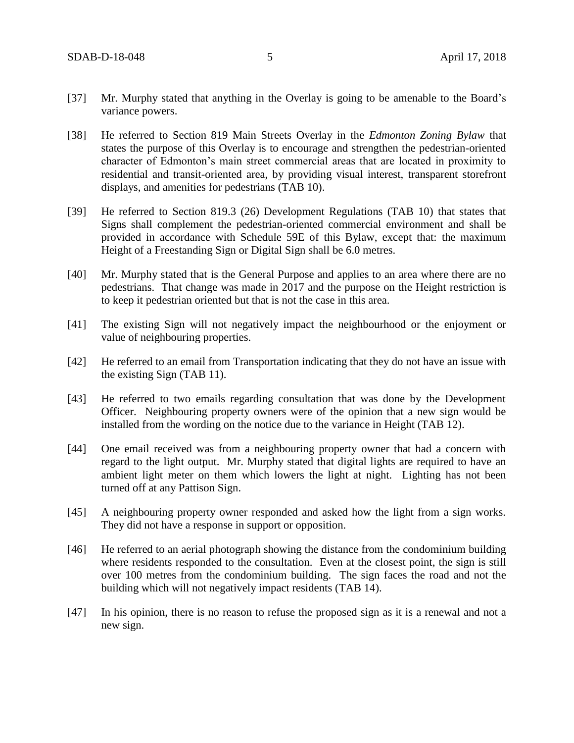[37] Mr. Murphy stated that anything in the Overlay is going to be amenable to the Board's variance powers.

[38] He referred to Section 819 Main Streets Overlay in the *Edmonton Zoning Bylaw* that states the purpose of this Overlay is to encourage and strengthen the pedestrian-oriented character of Edmonton's main street commercial areas that are located in proximity to residential and transit-oriented area, by providing visual interest, transparent storefront displays, and amenities for pedestrians (TAB 10).

[39] He referred to Section 819.3 (26) Development Regulations (TAB 10) that states that Signs shall complement the pedestrian-oriented commercial environment and shall be provided in accordance with Schedule 59E of this Bylaw, except that: the maximum Height of a Freestanding Sign or Digital Sign shall be 6.0 metres.

[40] Mr. Murphy stated that is the General Purpose and applies to an area where there are no pedestrians. That change was made in 2017 and the purpose on the Height restriction is to keep it pedestrian oriented but that is not the case in this area.

[41] The existing Sign will not negatively impact the neighbourhood or the enjoyment or value of neighbouring properties.

[42] He referred to an email from Transportation indicating that they do not have an issue with the existing Sign (TAB 11).

[43] He referred to two emails regarding consultation that was done by the Development Officer. Neighbouring property owners were of the opinion that a new sign would be installed from the wording on the notice due to the variance in Height (TAB 12).

[44] One email received was from a neighbouring property owner that had a concern with regard to the light output. Mr. Murphy stated that digital lights are required to have an ambient light meter on them which lowers the light at night. Lighting has not been turned off at any Pattison Sign.

[45] A neighbouring property owner responded and asked how the light from a sign works. They did not have a response in support or opposition.

[46] He referred to an aerial photograph showing the distance from the condominium building where residents responded to the consultation. Even at the closest point, the sign is still over 100 metres from the condominium building. The sign faces the road and not the building which will not negatively impact residents (TAB 14).

[47] In his opinion, there is no reason to refuse the proposed sign as it is a renewal and not a new sign.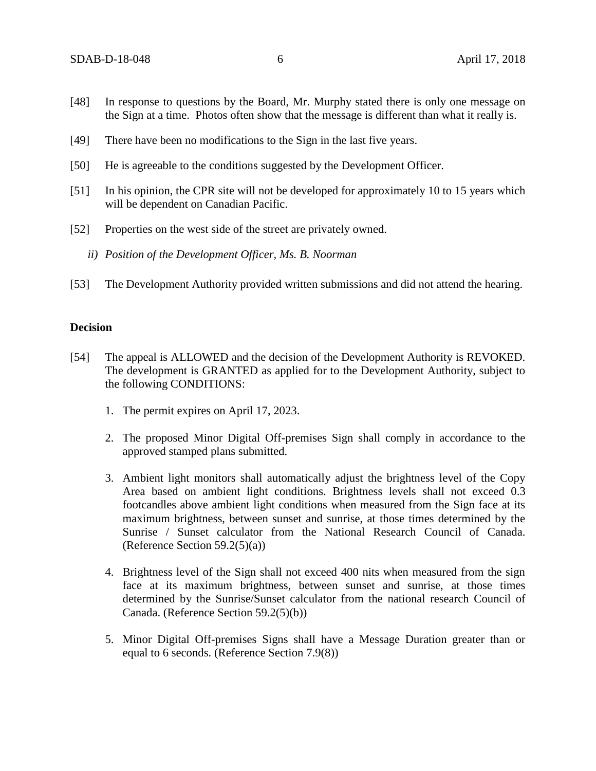[48] In response to questions by the Board, Mr. Murphy stated there is only one message on the Sign at a time. Photos often show that the message is different than what it really is.

[49] There have been no modifications to the Sign in the last five years.

[50] He is agreeable to the conditions suggested by the Development Officer.

[51] In his opinion, the CPR site will not be developed for approximately 10 to 15 years which will be dependent on Canadian Pacific.

[52] Properties on the west side of the street are privately owned.

*ii) Position of the Development Officer, Ms. B. Noorman*

[53] The Development Authority provided written submissions and did not attend the hearing.

**Decision**

[54] The appeal is ALLOWED and the decision of the Development Authority is REVOKED. The development is GRANTED as applied for to the Development Authority, subject to the following CONDITIONS:

1. The permit expires on April 17, 2023.

2. The proposed Minor Digital Off-premises Sign shall comply in accordance to the approved stamped plans submitted.

3. Ambient light monitors shall automatically adjust the brightness level of the Copy Area based on ambient light conditions. Brightness levels shall not exceed 0.3 footcandles above ambient light conditions when measured from the Sign face at its maximum brightness, between sunset and sunrise, at those times determined by the Sunrise / Sunset calculator from the National Research Council of Canada. (Reference Section 59.2(5)(a))

4. Brightness level of the Sign shall not exceed 400 nits when measured from the sign face at its maximum brightness, between sunset and sunrise, at those times determined by the Sunrise/Sunset calculator from the national research Council of Canada. (Reference Section 59.2(5)(b))

5. Minor Digital Off-premises Signs shall have a Message Duration greater than or equal to 6 seconds. (Reference Section 7.9(8))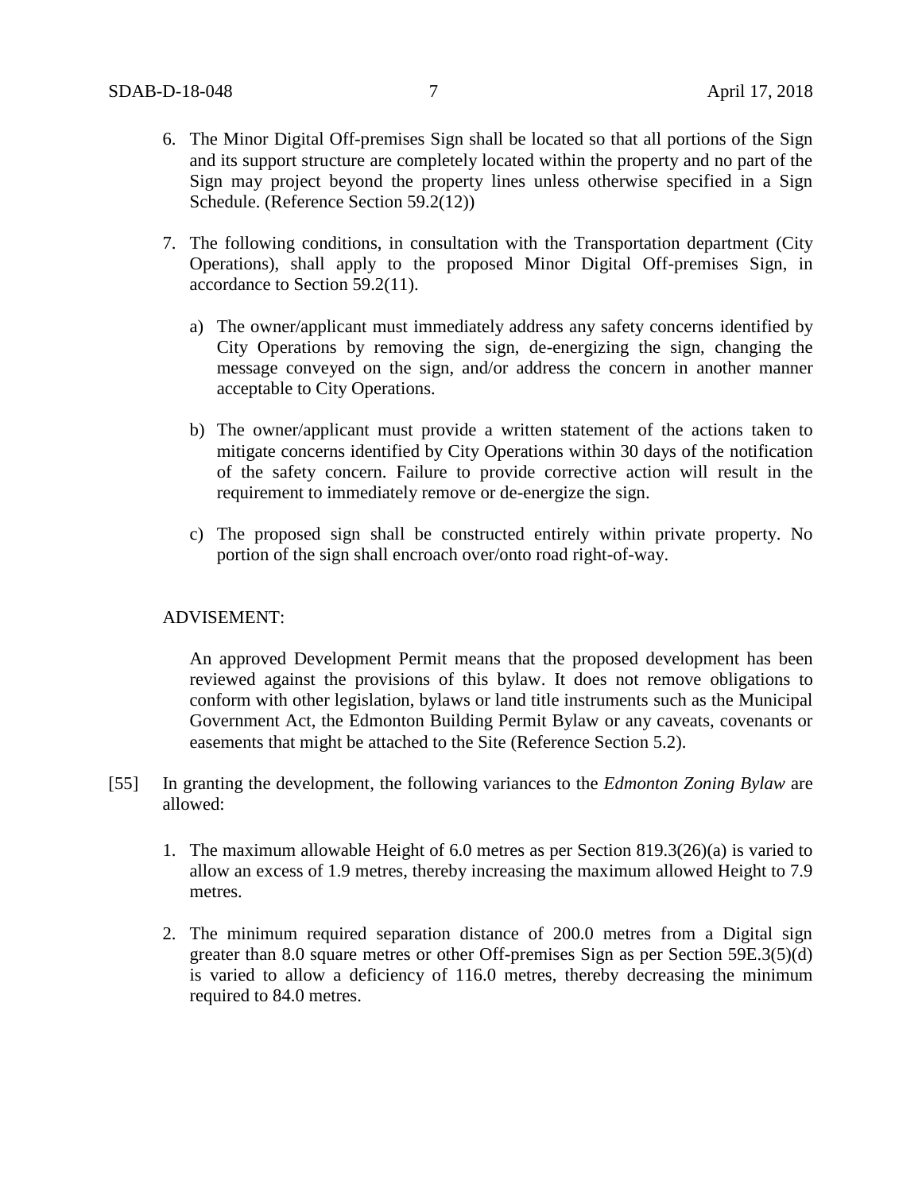6. The Minor Digital Off-premises Sign shall be located so that all portions of the Sign and its support structure are completely located within the property and no part of the Sign may project beyond the property lines unless otherwise specified in a Sign Schedule. (Reference Section 59.2(12))

7. The following conditions, in consultation with the Transportation department (City Operations), shall apply to the proposed Minor Digital Off-premises Sign, in accordance to Section 59.2(11).

   a) The owner/applicant must immediately address any safety concerns identified by City Operations by removing the sign, de-energizing the sign, changing the message conveyed on the sign, and/or address the concern in another manner acceptable to City Operations.

   b) The owner/applicant must provide a written statement of the actions taken to mitigate concerns identified by City Operations within 30 days of the notification of the safety concern. Failure to provide corrective action will result in the requirement to immediately remove or de-energize the sign.

   c) The proposed sign shall be constructed entirely within private property. No portion of the sign shall encroach over/onto road right-of-way.

ADVISEMENT:

An approved Development Permit means that the proposed development has been reviewed against the provisions of this bylaw. It does not remove obligations to conform with other legislation, bylaws or land title instruments such as the Municipal Government Act, the Edmonton Building Permit Bylaw or any caveats, covenants or easements that might be attached to the Site (Reference Section 5.2).

[55] In granting the development, the following variances to the *Edmonton Zoning Bylaw* are allowed:

1. The maximum allowable Height of 6.0 metres as per Section 819.3(26)(a) is varied to allow an excess of 1.9 metres, thereby increasing the maximum allowed Height to 7.9 metres.

2. The minimum required separation distance of 200.0 metres from a Digital sign greater than 8.0 square metres or other Off-premises Sign as per Section 59E.3(5)(d) is varied to allow a deficiency of 116.0 metres, thereby decreasing the minimum required to 84.0 metres.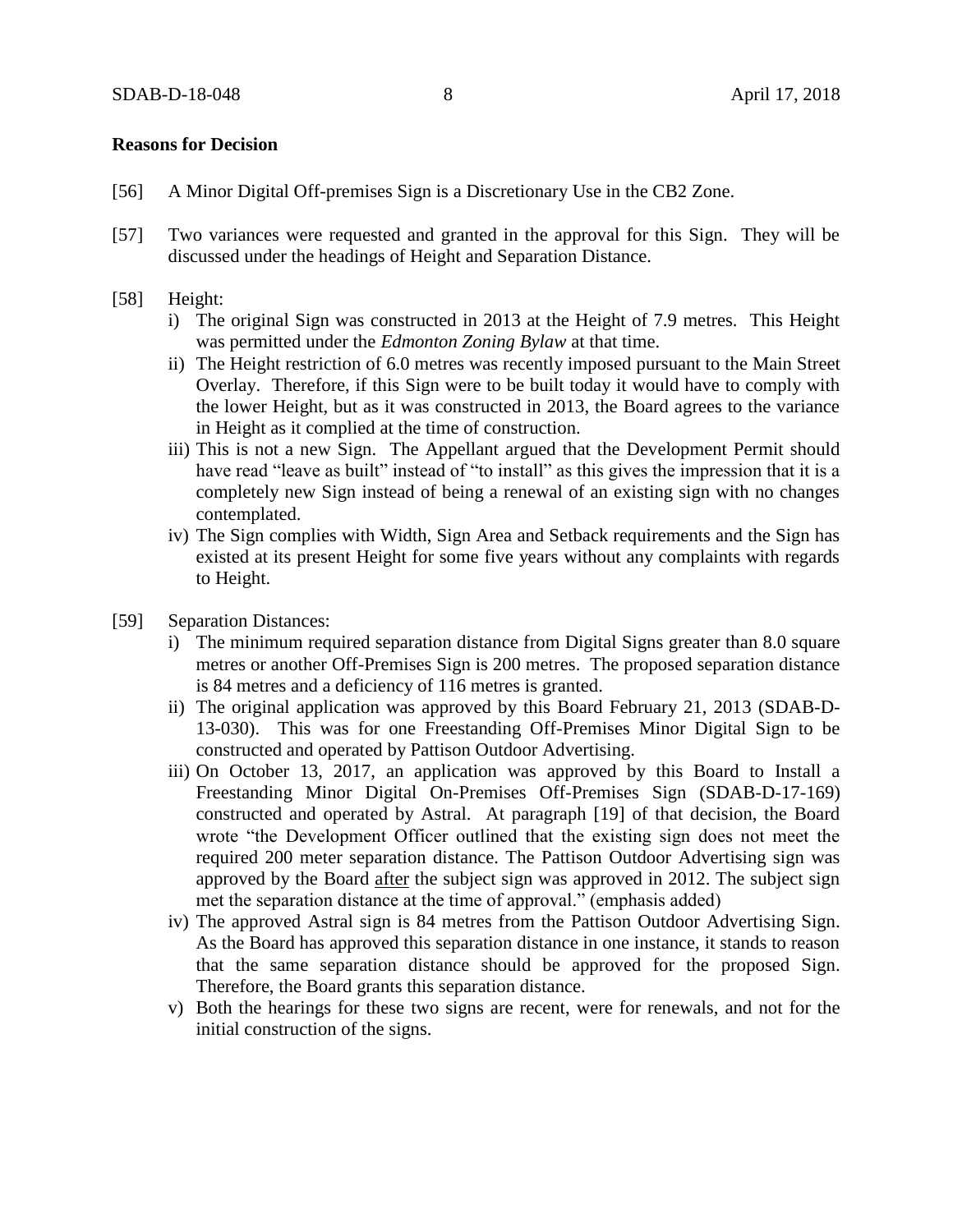**Reasons for Decision**

[56] A Minor Digital Off-premises Sign is a Discretionary Use in the CB2 Zone.

[57] Two variances were requested and granted in the approval for this Sign. They will be discussed under the headings of Height and Separation Distance.

[58] Height:

i) The original Sign was constructed in 2013 at the Height of 7.9 metres. This Height was permitted under the *Edmonton Zoning Bylaw* at that time.

ii) The Height restriction of 6.0 metres was recently imposed pursuant to the Main Street Overlay. Therefore, if this Sign were to be built today it would have to comply with the lower Height, but as it was constructed in 2013, the Board agrees to the variance in Height as it complied at the time of construction.

iii) This is not a new Sign. The Appellant argued that the Development Permit should have read "leave as built" instead of "to install" as this gives the impression that it is a completely new Sign instead of being a renewal of an existing sign with no changes contemplated.

iv) The Sign complies with Width, Sign Area and Setback requirements and the Sign has existed at its present Height for some five years without any complaints with regards to Height.

[59] Separation Distances:

i) The minimum required separation distance from Digital Signs greater than 8.0 square metres or another Off-Premises Sign is 200 metres. The proposed separation distance is 84 metres and a deficiency of 116 metres is granted.

ii) The original application was approved by this Board February 21, 2013 (SDAB-D-13-030). This was for one Freestanding Off-Premises Minor Digital Sign to be constructed and operated by Pattison Outdoor Advertising.

iii) On October 13, 2017, an application was approved by this Board to Install a Freestanding Minor Digital On-Premises Off-Premises Sign (SDAB-D-17-169) constructed and operated by Astral. At paragraph [19] of that decision, the Board wrote "the Development Officer outlined that the existing sign does not meet the required 200 meter separation distance. The Pattison Outdoor Advertising sign was approved by the Board <u>after</u> the subject sign was approved in 2012. The subject sign met the separation distance at the time of approval." (emphasis added)

iv) The approved Astral sign is 84 metres from the Pattison Outdoor Advertising Sign. As the Board has approved this separation distance in one instance, it stands to reason that the same separation distance should be approved for the proposed Sign. Therefore, the Board grants this separation distance.

v) Both the hearings for these two signs are recent, were for renewals, and not for the initial construction of the signs.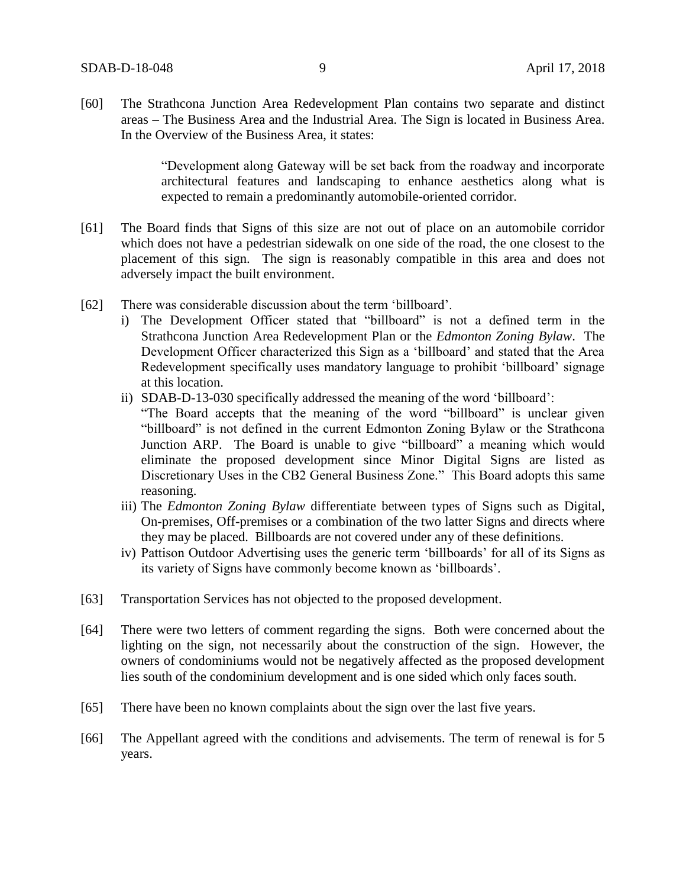[60] The Strathcona Junction Area Redevelopment Plan contains two separate and distinct areas – The Business Area and the Industrial Area. The Sign is located in Business Area. In the Overview of the Business Area, it states:

> "Development along Gateway will be set back from the roadway and incorporate architectural features and landscaping to enhance aesthetics along what is expected to remain a predominantly automobile-oriented corridor.

[61] The Board finds that Signs of this size are not out of place on an automobile corridor which does not have a pedestrian sidewalk on one side of the road, the one closest to the placement of this sign. The sign is reasonably compatible in this area and does not adversely impact the built environment.

[62] There was considerable discussion about the term 'billboard'.

i) The Development Officer stated that "billboard" is not a defined term in the Strathcona Junction Area Redevelopment Plan or the *Edmonton Zoning Bylaw*. The Development Officer characterized this Sign as a 'billboard' and stated that the Area Redevelopment specifically uses mandatory language to prohibit 'billboard' signage at this location.

ii) SDAB-D-13-030 specifically addressed the meaning of the word 'billboard':
"The Board accepts that the meaning of the word "billboard" is unclear given "billboard" is not defined in the current Edmonton Zoning Bylaw or the Strathcona Junction ARP. The Board is unable to give "billboard" a meaning which would eliminate the proposed development since Minor Digital Signs are listed as Discretionary Uses in the CB2 General Business Zone." This Board adopts this same reasoning.

iii) The *Edmonton Zoning Bylaw* differentiate between types of Signs such as Digital, On-premises, Off-premises or a combination of the two latter Signs and directs where they may be placed. Billboards are not covered under any of these definitions.

iv) Pattison Outdoor Advertising uses the generic term 'billboards' for all of its Signs as its variety of Signs have commonly become known as 'billboards'.

[63] Transportation Services has not objected to the proposed development.

[64] There were two letters of comment regarding the signs. Both were concerned about the lighting on the sign, not necessarily about the construction of the sign. However, the owners of condominiums would not be negatively affected as the proposed development lies south of the condominium development and is one sided which only faces south.

[65] There have been no known complaints about the sign over the last five years.

[66] The Appellant agreed with the conditions and advisements. The term of renewal is for 5 years.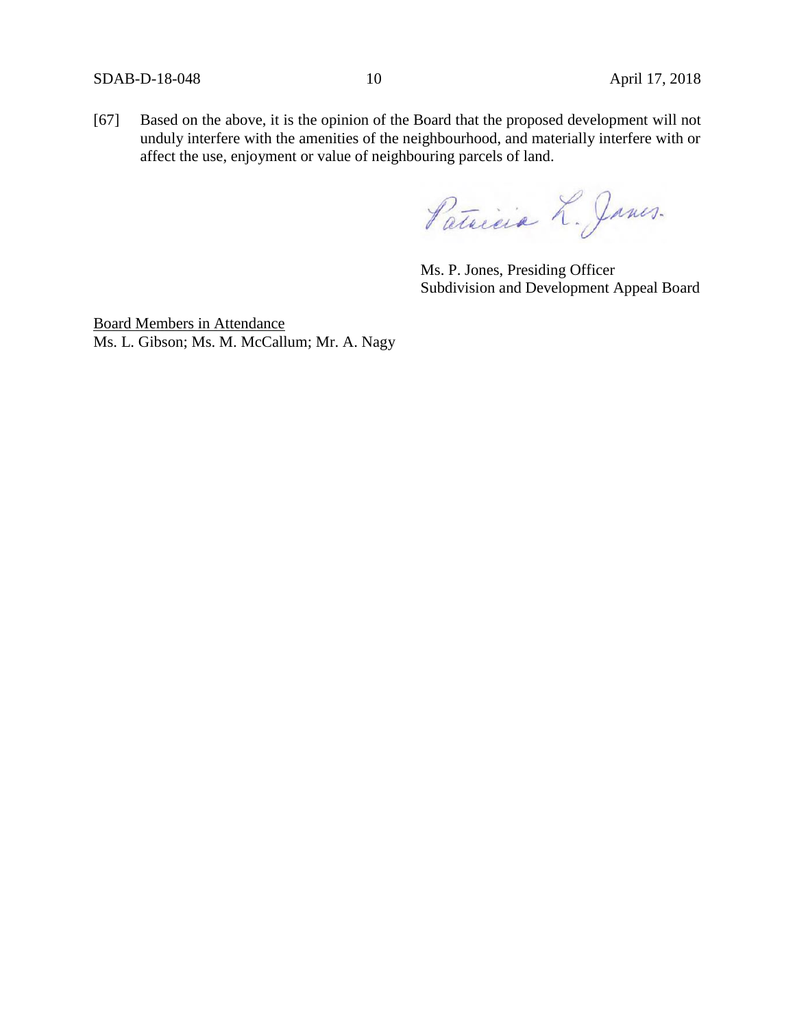[67] Based on the above, it is the opinion of the Board that the proposed development will not unduly interfere with the amenities of the neighbourhood, and materially interfere with or affect the use, enjoyment or value of neighbouring parcels of land.

Ms. P. Jones, Presiding Officer
Subdivision and Development Appeal Board

<u>Board Members in Attendance</u>
Ms. L. Gibson; Ms. M. McCallum; Mr. A. Nagy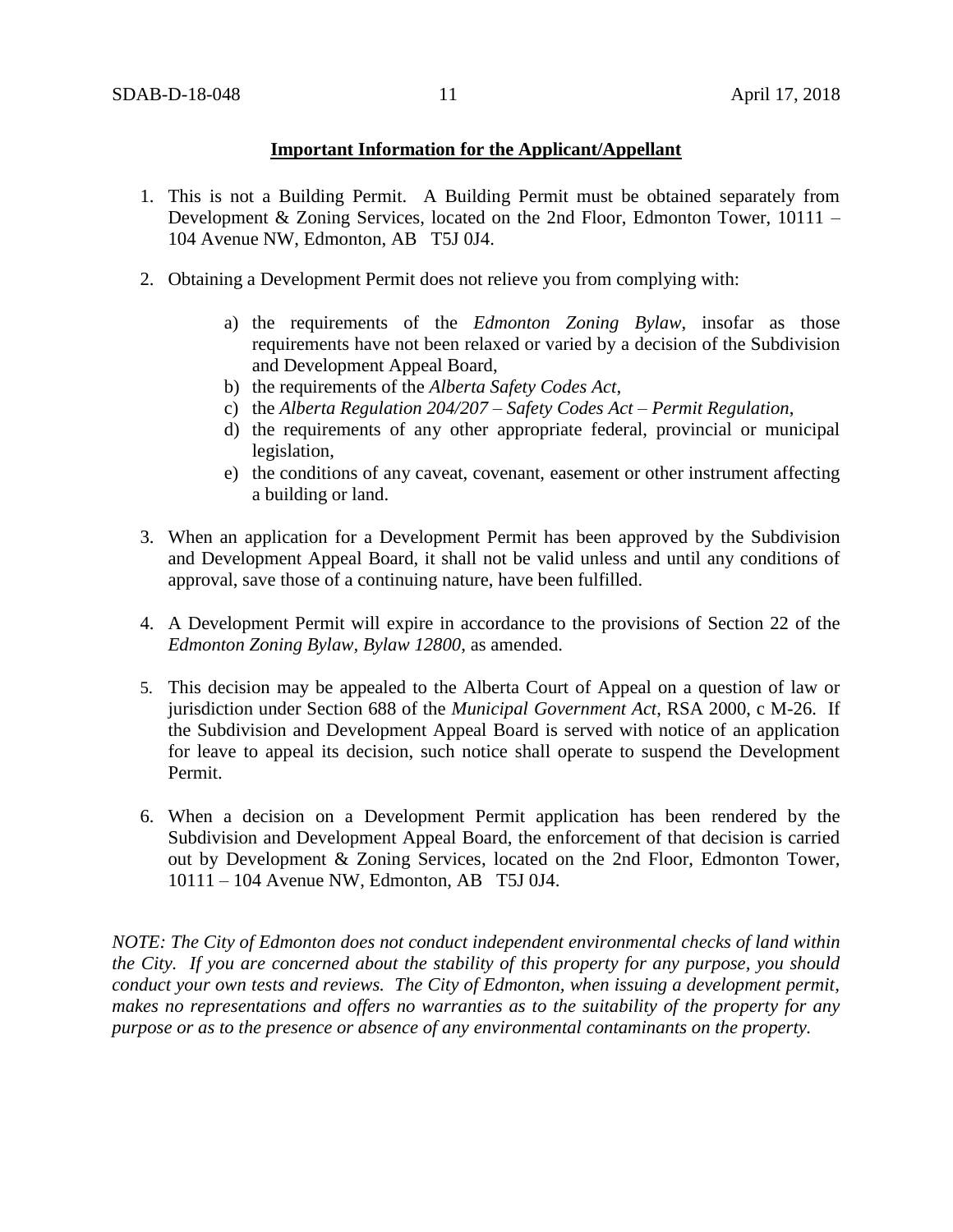**Important Information for the Applicant/Appellant**

1. This is not a Building Permit. A Building Permit must be obtained separately from Development & Zoning Services, located on the 2nd Floor, Edmonton Tower, 10111 – 104 Avenue NW, Edmonton, AB T5J 0J4.

2. Obtaining a Development Permit does not relieve you from complying with:

   a) the requirements of the *Edmonton Zoning Bylaw*, insofar as those requirements have not been relaxed or varied by a decision of the Subdivision and Development Appeal Board,
   b) the requirements of the *Alberta Safety Codes Act*,
   c) the *Alberta Regulation 204/207 – Safety Codes Act – Permit Regulation*,
   d) the requirements of any other appropriate federal, provincial or municipal legislation,
   e) the conditions of any caveat, covenant, easement or other instrument affecting a building or land.

3. When an application for a Development Permit has been approved by the Subdivision and Development Appeal Board, it shall not be valid unless and until any conditions of approval, save those of a continuing nature, have been fulfilled.

4. A Development Permit will expire in accordance to the provisions of Section 22 of the *Edmonton Zoning Bylaw, Bylaw 12800*, as amended.

5. This decision may be appealed to the Alberta Court of Appeal on a question of law or jurisdiction under Section 688 of the *Municipal Government Act*, RSA 2000, c M-26. If the Subdivision and Development Appeal Board is served with notice of an application for leave to appeal its decision, such notice shall operate to suspend the Development Permit.

6. When a decision on a Development Permit application has been rendered by the Subdivision and Development Appeal Board, the enforcement of that decision is carried out by Development & Zoning Services, located on the 2nd Floor, Edmonton Tower, 10111 – 104 Avenue NW, Edmonton, AB T5J 0J4.

*NOTE: The City of Edmonton does not conduct independent environmental checks of land within the City. If you are concerned about the stability of this property for any purpose, you should conduct your own tests and reviews. The City of Edmonton, when issuing a development permit, makes no representations and offers no warranties as to the suitability of the property for any purpose or as to the presence or absence of any environmental contaminants on the property.*